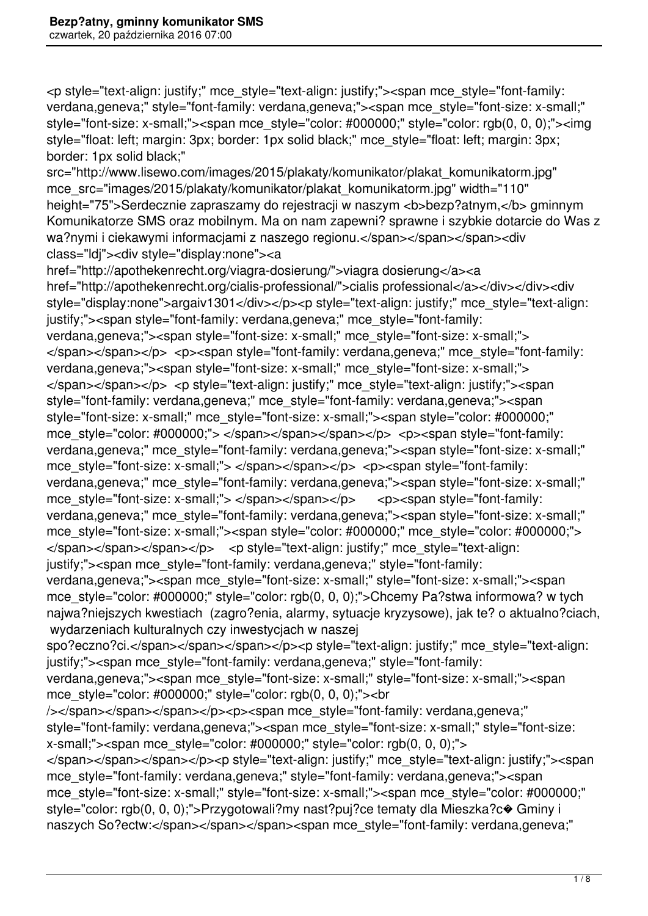<p style="text-align: justify;" mce_style="text-align: justify;"><span mce_style="font-family: verdana,geneva;" style="font-family: verdana,geneva;"><span mce_style="font-size: x-small;" style="font-size: x-small;"><span mce_style="color: #000000;" style="color: rgb(0, 0, 0);"><img style="float: left; margin: 3px; border: 1px solid black;" mce_style="float: left; margin: 3px; border: 1px solid black;" src="http://www.lisewo.com/images/2015/plakaty/komunikator/plakat_komunikatorm.jpg" mce_src="images/2015/plakaty/komunikator/plakat_komunikatorm.jpg" width="110" height="75">Serdecznie zapraszamy do rejestracji w naszym <b>bezp?atnym,</b> gminnym Komunikatorze SMS oraz mobilnym. Ma on nam zapewni? sprawne i szybkie dotarcie do Was z wa?nymi i ciekawymi informacjami z naszego regionu.</span></span></span><div class="ldj"><div style="display:none"><a href="http://apothekenrecht.org/viagra-dosierung/">viagra dosierung</a><a href="http://apothekenrecht.org/cialis-professional/">cialis professional</a></div></div><div style="display:none">argaiv1301</div></p><p style="text-align: justify;" mce_style="text-align: justify;"><span style="font-family: verdana,geneva;" mce_style="font-family: verdana,geneva;"><span style="font-size: x-small;" mce_style="font-size: x-small;"> </span></span></p> <p><span style="font-family: verdana,geneva;" mce_style="font-family: verdana,geneva;"><span style="font-size: x-small;" mce_style="font-size: x-small;"> </span></span></p> <p style="text-align: justify;" mce_style="text-align: justify;"><span style="font-family: verdana,geneva;" mce_style="font-family: verdana,geneva;"><span style="font-size: x-small;" mce_style="font-size: x-small;"><span style="color: #000000;" mce_style="color: #000000;"> </span></span></span></p> <p><span style="font-family: verdana,geneva;" mce_style="font-family: verdana,geneva;"><span style="font-size: x-small;" mce_style="font-size: x-small;"> </span></span></p> <p><span style="font-family: verdana,geneva;" mce_style="font-family: verdana,geneva;"><span style="font-size: x-small;" mce_style="font-size: x-small;"> </span></span></p> <p><span style="font-family: verdana,geneva;" mce_style="font-family: verdana,geneva;"><span style="font-size: x-small;" mce_style="font-size: x-small;"><span style="color: #000000;" mce_style="color: #000000;"> </span></span></span></p> <p style="text-align: justify;" mce_style="text-align: justify;"><span mce_style="font-family: verdana,geneva;" style="font-family: verdana,geneva;"><span mce_style="font-size: x-small;" style="font-size: x-small;"><span mce_style="color: #000000;" style="color: rgb(0, 0, 0);">Chcemy Pa?stwa informowa? w tych najwa?niejszych kwestiach (zagro?enia, alarmy, sytuacje kryzysowe), jak te? o aktualno?ciach, wydarzeniach kulturalnych czy inwestycjach w naszej spo?eczno?ci.</span></span></span></p><p style="text-align: justify;" mce_style="text-align: justify;"><span mce_style="font-family: verdana,geneva;" style="font-family: verdana,geneva;"><span mce_style="font-size: x-small;" style="font-size: x-small;"><span mce_style="color: #000000;" style="color: rgb(0, 0, 0);"><br /></span></span></span></p><p><span mce_style="font-family: verdana,geneva;" style="font-family: verdana,geneva;"><span mce_style="font-size: x-small;" style="font-size: x-small;"><span mce_style="color: #000000;" style="color: rgb(0, 0, 0);"> </span></span></span></p><p style="text-align: justify;" mce_style="text-align: justify;"><span mce_style="font-family: verdana,geneva;" style="font-family: verdana,geneva;"><span mce_style="font-size: x-small;" style="font-size: x-small;"><span mce_style="color: #000000;" style="color: rgb(0, 0, 0);">Przygotowali?my nast?puj?ce tematy dla Mieszka?c� Gminy i naszych So?ectw:</span></span></span><span mce_style="font-family: verdana,geneva;"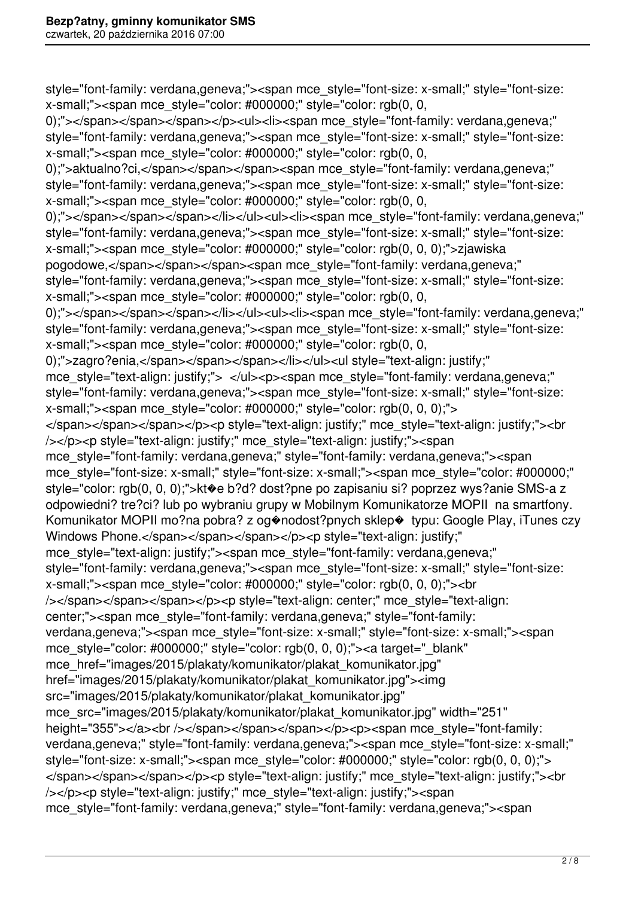```
style="font-family: verdana,geneva;"><span mce_style="font-size: x-small;" style="font-size:
x-small;"><span mce_style="color: #000000;" style="color: rgb(0, 0,
0);"></span></span></span></p><ul><li><span mce_style="font-family: verdana,geneva;"
style="font-family: verdana,geneva;"><span mce_style="font-size: x-small;" style="font-size:
x-small;"><span mce_style="color: #000000;" style="color: rgb(0, 0,
0);">aktualno?ci,</span></span></span><span mce_style="font-family: verdana,geneva;"
style="font-family: verdana,geneva;"><span mce_style="font-size: x-small;" style="font-size:
x-small;"><span mce_style="color: #000000;" style="color: rgb(0, 0,
0);"></span></span></span></li></ul><ul><li><span mce_style="font-family: verdana,geneva;"
style="font-family: verdana,geneva;"><span mce_style="font-size: x-small;" style="font-size:
x-small;"><span mce_style="color: #000000;" style="color: rgb(0, 0, 0);">zjawiska
pogodowe,</span></span></span><span mce_style="font-family: verdana,geneva;"
style="font-family: verdana,geneva;"><span mce_style="font-size: x-small;" style="font-size:
x-small;"><span mce_style="color: #000000;" style="color: rgb(0, 0,
0);"></span></span></span></li></ul><ul><li><span mce_style="font-family: verdana,geneva;"
style="font-family: verdana,geneva;"><span mce_style="font-size: x-small;" style="font-size:
x-small;"><span mce_style="color: #000000;" style="color: rgb(0, 0,
0);">zagro?enia,</span></span></span></li></ul><ul style="text-align: justify;"
mce_style="text-align: justify;"> </ul><p><span mce_style="font-family: verdana,geneva;"
style="font-family: verdana,geneva;"><span mce_style="font-size: x-small;" style="font-size:
x-small;"><span mce_style="color: #000000;" style="color: rgb(0, 0, 0);">
</span></span></span></p><p style="text-align: justify;" mce_style="text-align: justify;"><br
/></p><p style="text-align: justify;" mce_style="text-align: justify;"><span
mce_style="font-family: verdana,geneva;" style="font-family: verdana,geneva;"><span
mce_style="font-size: x-small;" style="font-size: x-small;"><span mce_style="color: #000000;"
style="color: rgb(0, 0, 0);">kt�e b?d? dost?pne po zapisaniu si? poprzez wys?anie SMS-a z
odpowiedni? tre?ci? lub po wybraniu grupy w Mobilnym Komunikatorze MOPII  na smartfony.
Komunikator MOPII mo?na pobra? z og�nodost?pnych sklep�  typu: Google Play, iTunes czy
Windows Phone.</span></span></span></p><p style="text-align: justify;"
mce_style="text-align: justify;"><span mce_style="font-family: verdana,geneva;"
style="font-family: verdana,geneva;"><span mce_style="font-size: x-small;" style="font-size:
x-small;"><span mce_style="color: #000000;" style="color: rgb(0, 0, 0);"><br
/></span></span></span></p><p style="text-align: center;" mce_style="text-align:
center;"><span mce_style="font-family: verdana,geneva;" style="font-family:
verdana,geneva;"><span mce_style="font-size: x-small;" style="font-size: x-small;"><span
mce_style="color: #000000;" style="color: rgb(0, 0, 0);"><a target="_blank"
mce_href="images/2015/plakaty/komunikator/plakat_komunikator.jpg"
href="images/2015/plakaty/komunikator/plakat_komunikator.jpg"><img
src="images/2015/plakaty/komunikator/plakat_komunikator.jpg"
mce_src="images/2015/plakaty/komunikator/plakat_komunikator.jpg" width="251"
height="355"></a><br /></span></span></span></p><p><span mce_style="font-family:
verdana,geneva;" style="font-family: verdana,geneva;"><span mce_style="font-size: x-small;"
style="font-size: x-small;"><span mce_style="color: #000000;" style="color: rgb(0, 0, 0);">
</span></span></span></p><p style="text-align: justify;" mce_style="text-align: justify;"><br
/></p><p style="text-align: justify;" mce_style="text-align: justify;"><span
mce_style="font-family: verdana,geneva;" style="font-family: verdana,geneva;"><span
```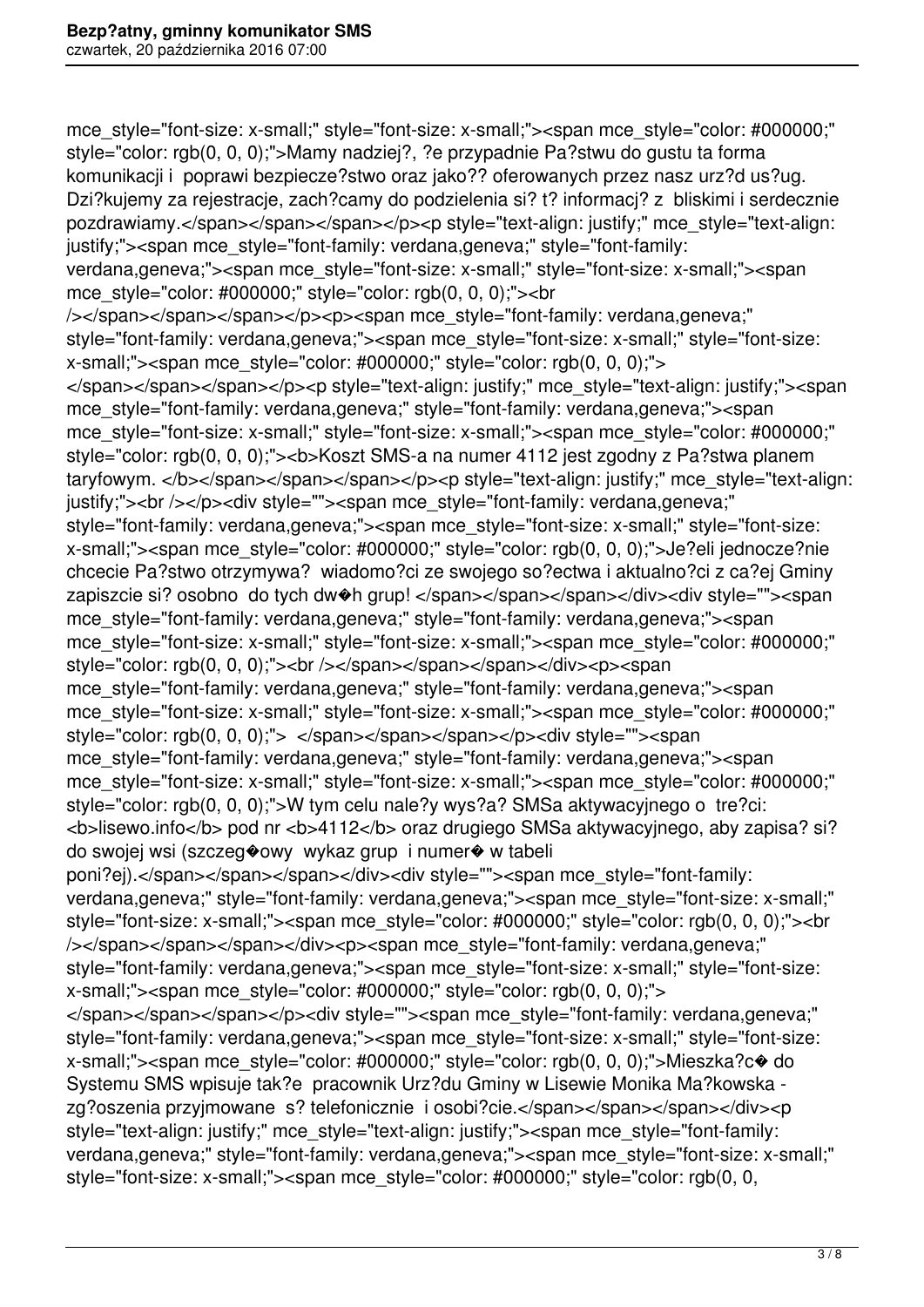mce_style="font-size: x-small;" style="font-size: x-small;"><span mce_style="color: #000000;" style="color: rgb(0, 0, 0);">Mamy nadziej?, ?e przypadnie Pa?stwu do gustu ta forma komunikacji i  poprawi bezpiecze?stwo oraz jako?? oferowanych przez nasz urz?d us?ug. Dzi?kujemy za rejestracje, zach?camy do podzielenia si? t? informacj? z  bliskimi i serdecznie pozdrawiamy.</span></span></span></p><p style="text-align: justify;" mce_style="text-align: justify;"><span mce_style="font-family: verdana,geneva;" style="font-family: verdana,geneva;"><span mce_style="font-size: x-small;" style="font-size: x-small;"><span mce_style="color: #000000;" style="color: rgb(0, 0, 0);"><br /></span></span></span></p><p><span mce_style="font-family: verdana,geneva;" style="font-family: verdana,geneva;"><span mce_style="font-size: x-small;" style="font-size: x-small;"><span mce_style="color: #000000;" style="color: rgb(0, 0, 0);"> </span></span></span></p><p style="text-align: justify;" mce_style="text-align: justify;"><span mce_style="font-family: verdana,geneva;" style="font-family: verdana,geneva;"><span mce_style="font-size: x-small;" style="font-size: x-small;"><span mce_style="color: #000000;" style="color: rgb(0, 0, 0);"><b>Koszt SMS-a na numer 4112 jest zgodny z Pa?stwa planem taryfowym. </b></span></span></span></p><p style="text-align: justify;" mce_style="text-align: justify;"><br /></p><div style=""><span mce_style="font-family: verdana,geneva;" style="font-family: verdana,geneva;"><span mce_style="font-size: x-small;" style="font-size: x-small;"><span mce_style="color: #000000;" style="color: rgb(0, 0, 0);">Je?eli jednocze?nie chcecie Pa?stwo otrzymywa?  wiadomo?ci ze swojego so?ectwa i aktualno?ci z ca?ej Gminy zapiszcie si? osobno  do tych dw�h grup! </span></span></span></div><div style=""><span mce_style="font-family: verdana,geneva;" style="font-family: verdana,geneva;"><span mce_style="font-size: x-small;" style="font-size: x-small;"><span mce_style="color: #000000;" style="color: rgb(0, 0, 0);"><br /></span></span></span></div><p><span mce_style="font-family: verdana,geneva;" style="font-family: verdana,geneva;"><span mce_style="font-size: x-small;" style="font-size: x-small;"><span mce_style="color: #000000;" style="color: rgb(0, 0, 0);">  </span></span></span></p><div style=""><span mce_style="font-family: verdana,geneva;" style="font-family: verdana,geneva;"><span mce_style="font-size: x-small;" style="font-size: x-small;"><span mce_style="color: #000000;" style="color: rgb(0, 0, 0);">W tym celu nale?y wys?a? SMSa aktywacyjnego o  tre?ci: <b>lisewo.info</b> pod nr <b>4112</b> oraz drugiego SMSa aktywacyjnego, aby zapisa? si? do swojej wsi (szczeg�owy  wykaz grup  i numer� w tabeli poni?ej).</span></span></span></div><div style=""><span mce_style="font-family: verdana,geneva;" style="font-family: verdana,geneva;"><span mce_style="font-size: x-small;" style="font-size: x-small;"><span mce_style="color: #000000;" style="color: rgb(0, 0, 0);"><br /></span></span></span></div><p><span mce_style="font-family: verdana,geneva;" style="font-family: verdana,geneva;"><span mce_style="font-size: x-small;" style="font-size: x-small;"><span mce_style="color: #000000;" style="color: rgb(0, 0, 0);"> </span></span></span></p><div style=""><span mce_style="font-family: verdana,geneva;" style="font-family: verdana,geneva;"><span mce_style="font-size: x-small;" style="font-size: x-small;"><span mce_style="color: #000000;" style="color: rgb(0, 0, 0);">Mieszka?c� do Systemu SMS wpisuje tak?e  pracownik Urz?du Gminy w Lisewie Monika Ma?kowska - zg?oszenia przyjmowane  s? telefonicznie  i osobi?cie.</span></span></span></div><p style="text-align: justify;" mce_style="text-align: justify;"><span mce_style="font-family: verdana,geneva;" style="font-family: verdana,geneva;"><span mce_style="font-size: x-small;" style="font-size: x-small;"><span mce_style="color: #000000;" style="color: rgb(0, 0,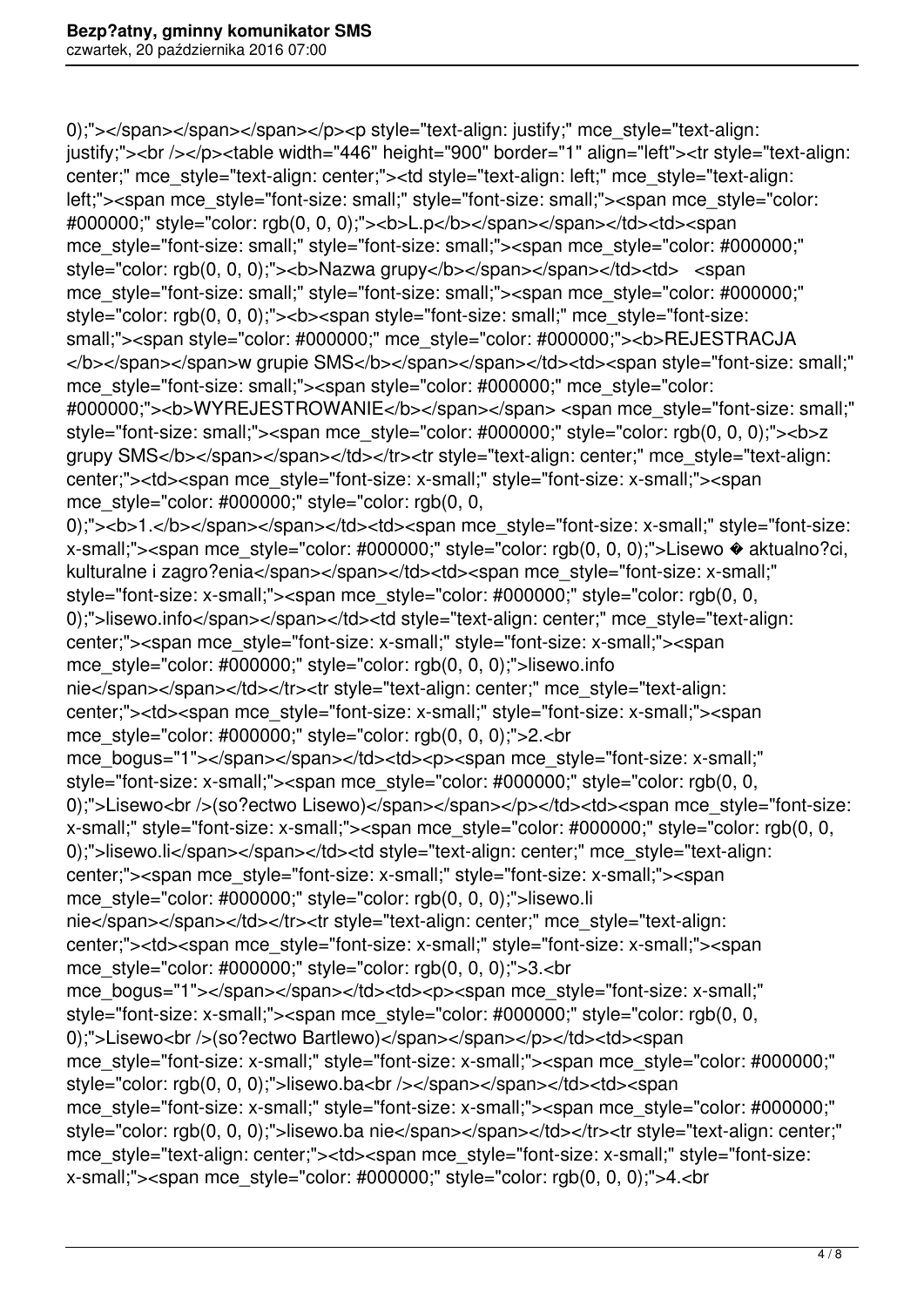0);"></span></span></span></p><p style="text-align: justify;" mce_style="text-align: justify;"><br /></p><table width="446" height="900" border="1" align="left"><tr style="text-align: center;" mce_style="text-align: center;"><td style="text-align: left;" mce_style="text-align: left;"><span mce_style="font-size: small;" style="font-size: small;"><span mce_style="color: #000000;" style="color: rgb(0, 0, 0);"><b>L.p</b></span></span></td><td><span mce_style="font-size: small;" style="font-size: small;"><span mce_style="color: #000000;" style="color: rgb(0, 0, 0);"><b>Nazwa grupy</b></span></span></td><td> <span mce_style="font-size: small;" style="font-size: small;"><span mce_style="color: #000000;" style="color: rgb(0, 0, 0);"><b><span style="font-size: small;" mce_style="font-size: small;"><span style="color: #000000;" mce_style="color: #000000;"><b>REJESTRACJA </b></span></span>w grupie SMS</b></span></span></td><td><span style="font-size: small;" mce_style="font-size: small;"><span style="color: #000000;" mce_style="color: #000000;"><b>WYREJESTROWANIE</b></span></span> <span mce_style="font-size: small;" style="font-size: small;"><span mce_style="color: #000000;" style="color: rgb(0, 0, 0);"><b>z grupy SMS</b></span></span></td></tr><tr style="text-align: center;" mce_style="text-align: center;"><td><span mce_style="font-size: x-small;" style="font-size: x-small;"><span mce_style="color: #000000;" style="color: rgb(0, 0, 0);"><b>1.</b></span></span></td><td><span mce_style="font-size: x-small;" style="font-size: x-small;"><span mce_style="color: #000000;" style="color: rgb(0, 0, 0);">Lisewo � aktualno?ci, kulturalne i zagro?enia</span></span></td><td><span mce_style="font-size: x-small;" style="font-size: x-small;"><span mce_style="color: #000000;" style="color: rgb(0, 0, 0);">lisewo.info</span></span></td><td style="text-align: center;" mce_style="text-align: center;"><span mce_style="font-size: x-small;" style="font-size: x-small;"><span mce_style="color: #000000;" style="color: rgb(0, 0, 0);">lisewo.info nie</span></span></td></tr><tr style="text-align: center;" mce_style="text-align: center;"><td><span mce_style="font-size: x-small;" style="font-size: x-small;"><span mce_style="color: #000000;" style="color: rgb(0, 0, 0);">2.<br mce_bogus="1"></span></span></td><td><p><span mce_style="font-size: x-small;" style="font-size: x-small;"><span mce_style="color: #000000;" style="color: rgb(0, 0, 0);">Lisewo<br />(so?ectwo Lisewo)</span></span></p></td><td><span mce_style="font-size: x-small;" style="font-size: x-small;"><span mce_style="color: #000000;" style="color: rgb(0, 0, 0);">lisewo.li</span></span></td><td style="text-align: center;" mce_style="text-align: center;"><span mce_style="font-size: x-small;" style="font-size: x-small;"><span mce_style="color: #000000;" style="color: rgb(0, 0, 0);">lisewo.li nie</span></span></td></tr><tr style="text-align: center;" mce_style="text-align: center;"><td><span mce_style="font-size: x-small;" style="font-size: x-small;"><span mce_style="color: #000000;" style="color: rgb(0, 0, 0);">3.<br mce_bogus="1"></span></span></td><td><p><span mce_style="font-size: x-small;" style="font-size: x-small;"><span mce_style="color: #000000;" style="color: rgb(0, 0, 0);">Lisewo<br />(so?ectwo Bartlewo)</span></span></p></td><td><span mce_style="font-size: x-small;" style="font-size: x-small;"><span mce_style="color: #000000;" style="color: rgb(0, 0, 0);">lisewo.ba<br /></span></span></td><td><span mce_style="font-size: x-small;" style="font-size: x-small;"><span mce_style="color: #000000;" style="color: rgb(0, 0, 0);">lisewo.ba nie</span></span></td></tr><tr style="text-align: center;" mce_style="text-align: center;"><td><span mce_style="font-size: x-small;" style="font-size: x-small;"><span mce_style="color: #000000;" style="color: rgb(0, 0, 0);">4.<br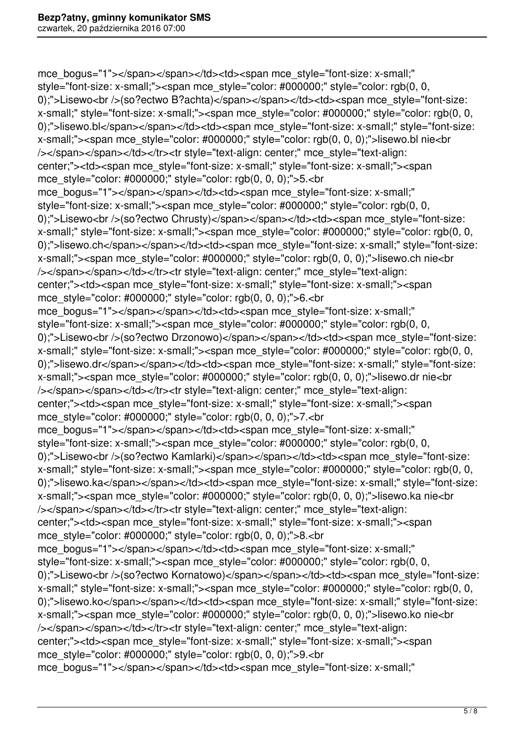mce_bogus="1"></span></span></td><td><span mce_style="font-size: x-small;" style="font-size: x-small;"><span mce_style="color: #000000;" style="color: rgb(0, 0, 0);">Lisewo<br />(so?ectwo B?achta)</span></span></td><td><span mce_style="font-size: x-small;" style="font-size: x-small;"><span mce_style="color: #000000;" style="color: rgb(0, 0, 0);">lisewo.bl</span></span></td><td><span mce_style="font-size: x-small;" style="font-size: x-small;"><span mce_style="color: #000000;" style="color: rgb(0, 0, 0);">lisewo.bl nie<br /></span></span></td></tr><tr style="text-align: center;" mce_style="text-align: center;"><td><span mce_style="font-size: x-small;" style="font-size: x-small;"><span mce_style="color: #000000;" style="color: rgb(0, 0, 0);">5.<br mce_bogus="1"></span></span></td><td><span mce_style="font-size: x-small;" style="font-size: x-small;"><span mce_style="color: #000000;" style="color: rgb(0, 0, 0);">Lisewo<br />(so?ectwo Chrusty)</span></span></td><td><span mce_style="font-size: x-small;" style="font-size: x-small;"><span mce_style="color: #000000;" style="color: rgb(0, 0, 0);">lisewo.ch</span></span></td><td><span mce_style="font-size: x-small;" style="font-size: x-small;"><span mce_style="color: #000000;" style="color: rgb(0, 0, 0);">lisewo.ch nie<br /></span></span></td></tr><tr style="text-align: center;" mce_style="text-align: center;"><td><span mce_style="font-size: x-small;" style="font-size: x-small;"><span mce_style="color: #000000;" style="color: rgb(0, 0, 0);">6.<br mce_bogus="1"></span></span></td><td><span mce_style="font-size: x-small;" style="font-size: x-small;"><span mce_style="color: #000000;" style="color: rgb(0, 0, 0);">Lisewo<br />(so?ectwo Drzonowo)</span></span></td><td><span mce_style="font-size: x-small;" style="font-size: x-small;"><span mce_style="color: #000000;" style="color: rgb(0, 0, 0);">lisewo.dr</span></span></td><td><span mce_style="font-size: x-small;" style="font-size: x-small;"><span mce_style="color: #000000;" style="color: rgb(0, 0, 0);">lisewo.dr nie<br /></span></span></td></tr><tr style="text-align: center;" mce_style="text-align: center;"><td><span mce_style="font-size: x-small;" style="font-size: x-small;"><span mce_style="color: #000000;" style="color: rgb(0, 0, 0);">7.<br mce_bogus="1"></span></span></td><td><span mce_style="font-size: x-small;" style="font-size: x-small;"><span mce_style="color: #000000;" style="color: rgb(0, 0, 0);">Lisewo<br />(so?ectwo Kamlarki)</span></span></td><td><span mce_style="font-size: x-small;" style="font-size: x-small;"><span mce_style="color: #000000;" style="color: rgb(0, 0, 0);">lisewo.ka</span></span></td><td><span mce_style="font-size: x-small;" style="font-size: x-small;"><span mce_style="color: #000000;" style="color: rgb(0, 0, 0);">lisewo.ka nie<br /></span></span></td></tr><tr style="text-align: center;" mce_style="text-align: center;"><td><span mce_style="font-size: x-small;" style="font-size: x-small;"><span mce_style="color: #000000;" style="color: rgb(0, 0, 0);">8.<br mce_bogus="1"></span></span></td><td><span mce_style="font-size: x-small;" style="font-size: x-small;"><span mce_style="color: #000000;" style="color: rgb(0, 0, 0);">Lisewo<br />(so?ectwo Kornatowo)</span></span></td><td><span mce_style="font-size: x-small;" style="font-size: x-small;"><span mce_style="color: #000000;" style="color: rgb(0, 0, 0);">lisewo.ko</span></span></td><td><span mce_style="font-size: x-small;" style="font-size: x-small;"><span mce_style="color: #000000;" style="color: rgb(0, 0, 0);">lisewo.ko nie<br /></span></span></td></tr><tr style="text-align: center;" mce_style="text-align: center;"><td><span mce_style="font-size: x-small;" style="font-size: x-small;"><span mce_style="color: #000000;" style="color: rgb(0, 0, 0);">9.<br mce_bogus="1"></span></span></td><td><span mce_style="font-size: x-small;"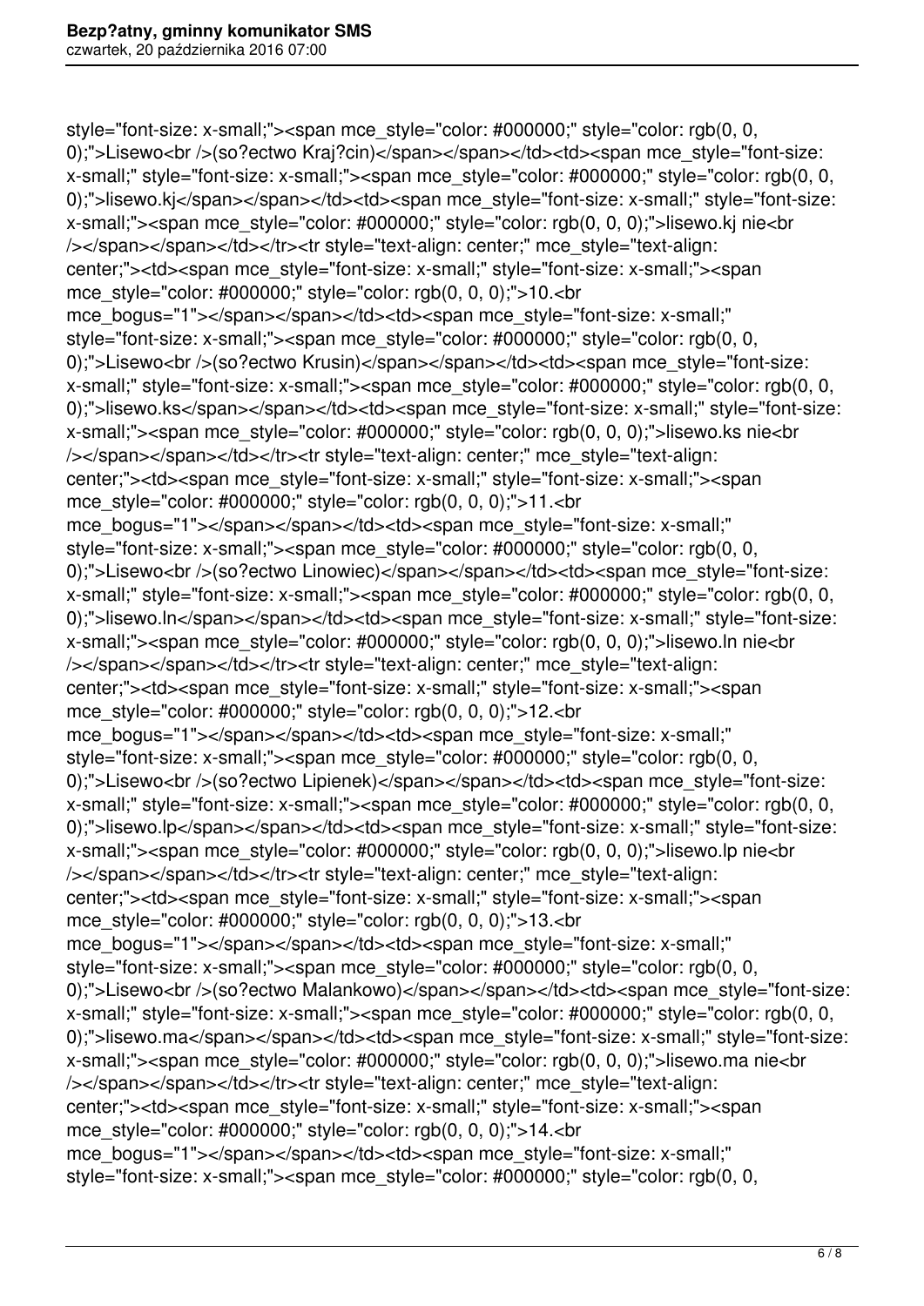```
style="font-size: x-small;"><span mce_style="color: #000000;" style="color: rgb(0, 0,
0);">Lisewo<br />(so?ectwo Kraj?cin)</span></span></td><td><span mce_style="font-size:
x-small;" style="font-size: x-small;"><span mce_style="color: #000000;" style="color: rgb(0, 0,
0);">lisewo.kj</span></span></td><td><span mce_style="font-size: x-small;" style="font-size:
x-small;"><span mce_style="color: #000000;" style="color: rgb(0, 0, 0);">lisewo.kj nie<br
/></span></span></td></tr><tr style="text-align: center;" mce_style="text-align:
center;"><td><span mce_style="font-size: x-small;" style="font-size: x-small;"><span
mce_style="color: #000000;" style="color: rgb(0, 0, 0);">10.<br
mce_bogus="1"></span></span></td><td><span mce_style="font-size: x-small;"
style="font-size: x-small;"><span mce_style="color: #000000;" style="color: rgb(0, 0,
0);">Lisewo<br />(so?ectwo Krusin)</span></span></td><td><span mce_style="font-size:
x-small;" style="font-size: x-small;"><span mce_style="color: #000000;" style="color: rgb(0, 0,
0);">lisewo.ks</span></span></td><td><span mce_style="font-size: x-small;" style="font-size:
x-small;"><span mce_style="color: #000000;" style="color: rgb(0, 0, 0);">lisewo.ks nie<br
/></span></span></td></tr><tr style="text-align: center;" mce_style="text-align:
center;"><td><span mce_style="font-size: x-small;" style="font-size: x-small;"><span
mce_style="color: #000000;" style="color: rgb(0, 0, 0);">11.<br
mce_bogus="1"></span></span></td><td><span mce_style="font-size: x-small;"
style="font-size: x-small;"><span mce_style="color: #000000;" style="color: rgb(0, 0,
0);">Lisewo<br />(so?ectwo Linowiec)</span></span></td><td><span mce_style="font-size:
x-small;" style="font-size: x-small;"><span mce_style="color: #000000;" style="color: rgb(0, 0,
0);">lisewo.ln</span></span></td><td><span mce_style="font-size: x-small;" style="font-size:
x-small;"><span mce_style="color: #000000;" style="color: rgb(0, 0, 0);">lisewo.ln nie<br
/></span></span></td></tr><tr style="text-align: center;" mce_style="text-align:
center;"><td><span mce_style="font-size: x-small;" style="font-size: x-small;"><span
mce_style="color: #000000;" style="color: rgb(0, 0, 0);">12.<br
mce_bogus="1"></span></span></td><td><span mce_style="font-size: x-small;"
style="font-size: x-small;"><span mce_style="color: #000000;" style="color: rgb(0, 0,
0);">Lisewo<br />(so?ectwo Lipienek)</span></span></td><td><span mce_style="font-size:
x-small;" style="font-size: x-small;"><span mce_style="color: #000000;" style="color: rgb(0, 0,
0);">lisewo.lp</span></span></td><td><span mce_style="font-size: x-small;" style="font-size:
x-small;"><span mce_style="color: #000000;" style="color: rgb(0, 0, 0);">lisewo.lp nie<br
/></span></span></td></tr><tr style="text-align: center;" mce_style="text-align:
center;"><td><span mce_style="font-size: x-small;" style="font-size: x-small;"><span
mce_style="color: #000000;" style="color: rgb(0, 0, 0);">13.<br
mce_bogus="1"></span></span></td><td><span mce_style="font-size: x-small;"
style="font-size: x-small;"><span mce_style="color: #000000;" style="color: rgb(0, 0,
0);">Lisewo<br />(so?ectwo Malankowo)</span></span></td><td><span mce_style="font-size:
x-small;" style="font-size: x-small;"><span mce_style="color: #000000;" style="color: rgb(0, 0,
0);">lisewo.ma</span></span></td><td><span mce_style="font-size: x-small;" style="font-size:
x-small;"><span mce_style="color: #000000;" style="color: rgb(0, 0, 0);">lisewo.ma nie<br
/></span></span></td></tr><tr style="text-align: center;" mce_style="text-align:
center;"><td><span mce_style="font-size: x-small;" style="font-size: x-small;"><span
mce_style="color: #000000;" style="color: rgb(0, 0, 0);">14.<br
mce_bogus="1"></span></span></td><td><span mce_style="font-size: x-small;"
style="font-size: x-small;"><span mce_style="color: #000000;" style="color: rgb(0, 0,
```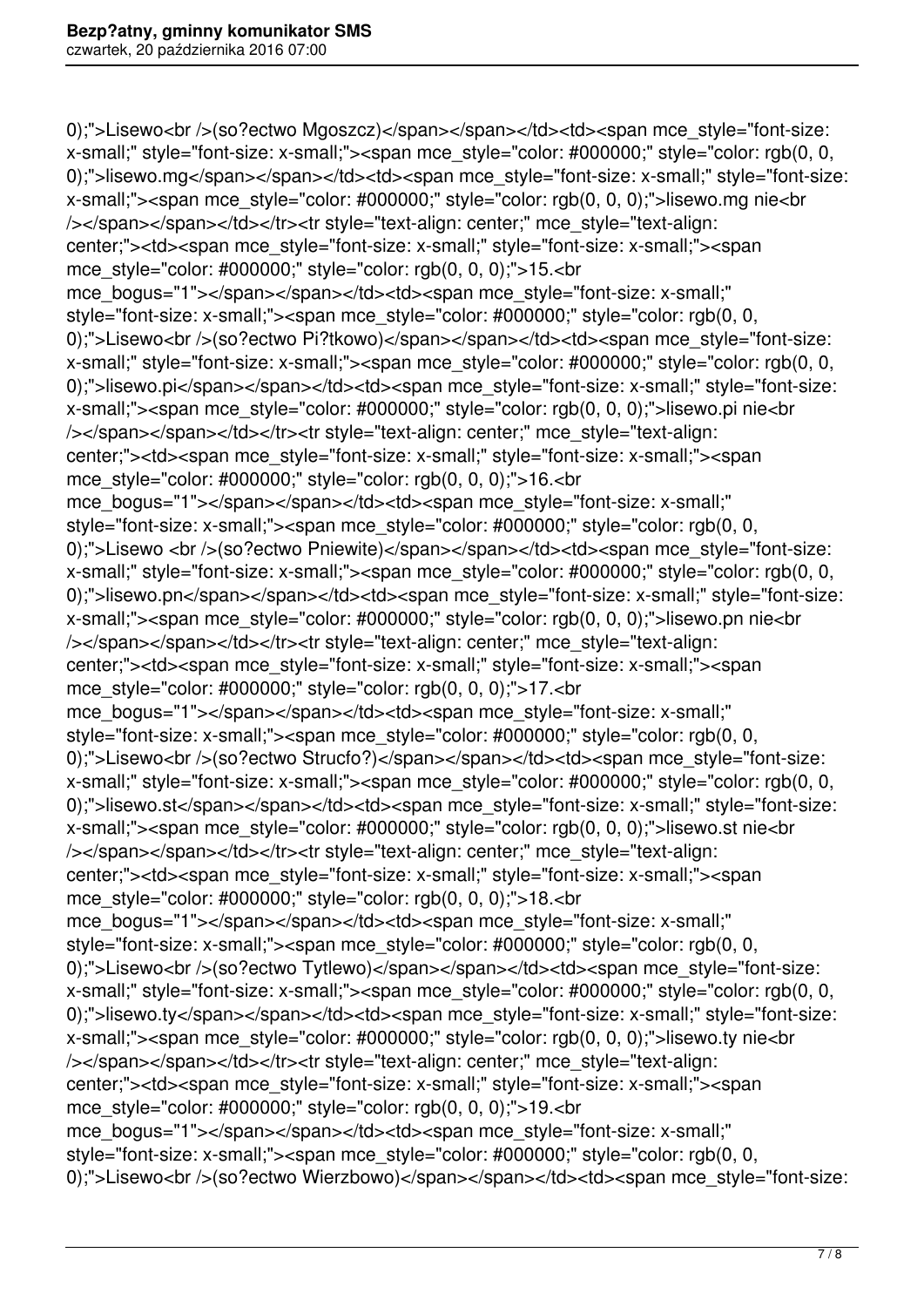0);">Lisewo<br />(so?ectwo Mgoszcz)</span></span></td><td><span mce_style="font-size: x-small;" style="font-size: x-small;"><span mce_style="color: #000000;" style="color: rgb(0, 0, 0);">lisewo.mg</span></span></td><td><span mce_style="font-size: x-small;" style="font-size: x-small;"><span mce_style="color: #000000;" style="color: rgb(0, 0, 0);">lisewo.mg nie<br /></span></span></td></tr><tr style="text-align: center;" mce_style="text-align: center;"><td><span mce_style="font-size: x-small;" style="font-size: x-small;"><span mce_style="color: #000000;" style="color: rgb(0, 0, 0);">15.<br mce_bogus="1"></span></span></td><td><span mce_style="font-size: x-small;" style="font-size: x-small;"><span mce_style="color: #000000;" style="color: rgb(0, 0, 0);">Lisewo<br />(so?ectwo Pi?tkowo)</span></span></td><td><span mce_style="font-size: x-small;" style="font-size: x-small;"><span mce_style="color: #000000;" style="color: rgb(0, 0, 0);">lisewo.pi</span></span></td><td><span mce_style="font-size: x-small;" style="font-size: x-small;"><span mce_style="color: #000000;" style="color: rgb(0, 0, 0);">lisewo.pi nie<br /></span></span></td></tr><tr style="text-align: center;" mce_style="text-align: center;"><td><span mce_style="font-size: x-small;" style="font-size: x-small;"><span mce_style="color: #000000;" style="color: rgb(0, 0, 0);">16.<br mce_bogus="1"></span></span></td><td><span mce_style="font-size: x-small;" style="font-size: x-small;"><span mce_style="color: #000000;" style="color: rgb(0, 0, 0);">Lisewo <br />(so?ectwo Pniewite)</span></span></td><td><span mce_style="font-size: x-small;" style="font-size: x-small;"><span mce_style="color: #000000;" style="color: rgb(0, 0, 0);">lisewo.pn</span></span></td><td><span mce_style="font-size: x-small;" style="font-size: x-small;"><span mce_style="color: #000000;" style="color: rgb(0, 0, 0);">lisewo.pn nie<br /></span></span></td></tr><tr style="text-align: center;" mce_style="text-align: center;"><td><span mce_style="font-size: x-small;" style="font-size: x-small;"><span mce_style="color: #000000;" style="color: rgb(0, 0, 0);">17.<br mce_bogus="1"></span></span></td><td><span mce_style="font-size: x-small;" style="font-size: x-small;"><span mce_style="color: #000000;" style="color: rgb(0, 0, 0);">Lisewo<br />(so?ectwo Strucfo?)</span></span></td><td><span mce_style="font-size: x-small;" style="font-size: x-small;"><span mce_style="color: #000000;" style="color: rgb(0, 0, 0);">lisewo.st</span></span></td><td><span mce_style="font-size: x-small;" style="font-size: x-small;"><span mce_style="color: #000000;" style="color: rgb(0, 0, 0);">lisewo.st nie<br /></span></span></td></tr><tr style="text-align: center;" mce_style="text-align: center;"><td><span mce_style="font-size: x-small;" style="font-size: x-small;"><span mce_style="color: #000000;" style="color: rgb(0, 0, 0);">18.<br mce_bogus="1"></span></span></td><td><span mce_style="font-size: x-small;" style="font-size: x-small;"><span mce_style="color: #000000;" style="color: rgb(0, 0, 0);">Lisewo<br />(so?ectwo Tytlewo)</span></span></td><td><span mce_style="font-size: x-small;" style="font-size: x-small;"><span mce_style="color: #000000;" style="color: rgb(0, 0, 0);">lisewo.ty</span></span></td><td><span mce_style="font-size: x-small;" style="font-size: x-small;"><span mce_style="color: #000000;" style="color: rgb(0, 0, 0);">lisewo.ty nie<br /></span></span></td></tr><tr style="text-align: center;" mce_style="text-align: center;"><td><span mce_style="font-size: x-small;" style="font-size: x-small;"><span mce_style="color: #000000;" style="color: rgb(0, 0, 0);">19.<br mce_bogus="1"></span></span></td><td><span mce_style="font-size: x-small;" style="font-size: x-small;"><span mce_style="color: #000000;" style="color: rgb(0, 0, 0);">Lisewo<br />(so?ectwo Wierzbowo)</span></span></td><td><span mce_style="font-size: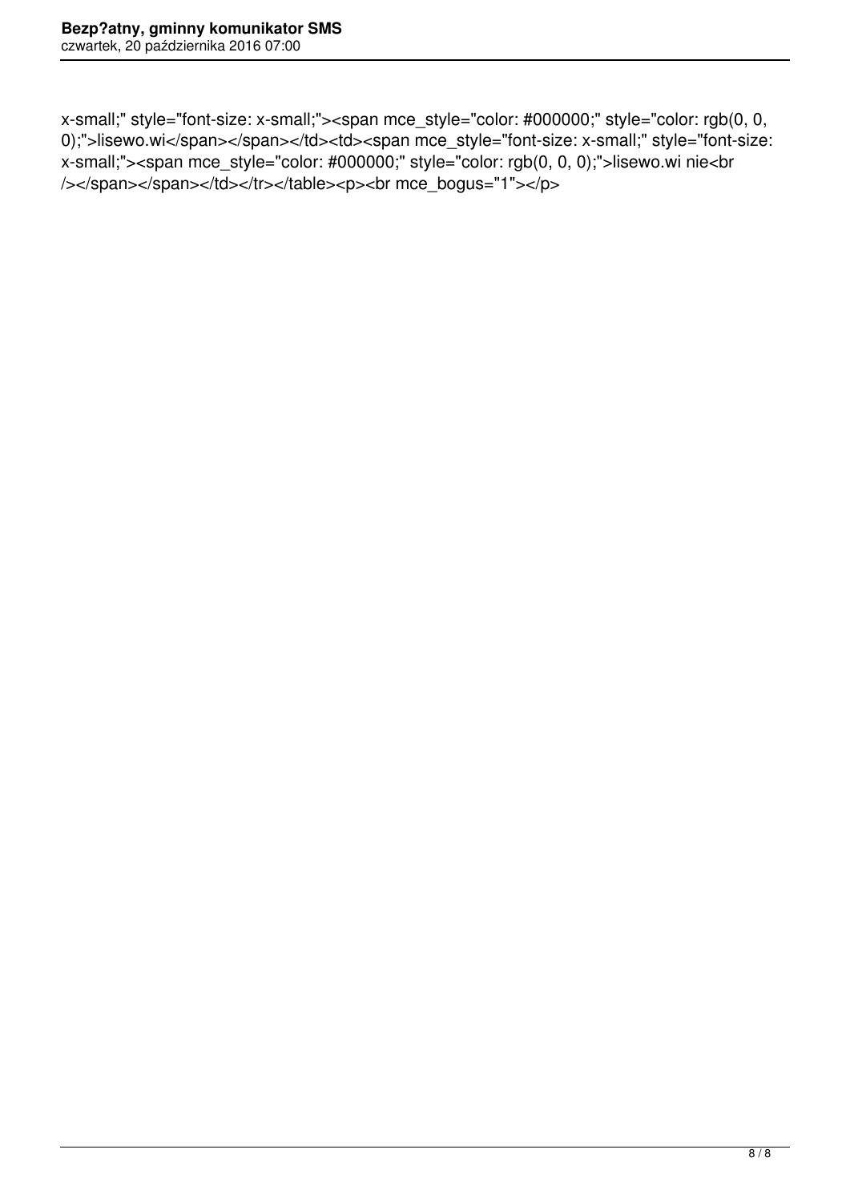x-small;" style="font-size: x-small;"><span mce_style="color: #000000;" style="color: rgb(0, 0, 0);">lisewo.wi</span></span></td><td><span mce_style="font-size: x-small;" style="font-size: x-small;"><span mce_style="color: #000000;" style="color: rgb(0, 0, 0);">lisewo.wi nie<br /></span></span></td></tr></table><p><br mce_bogus="1"></p>